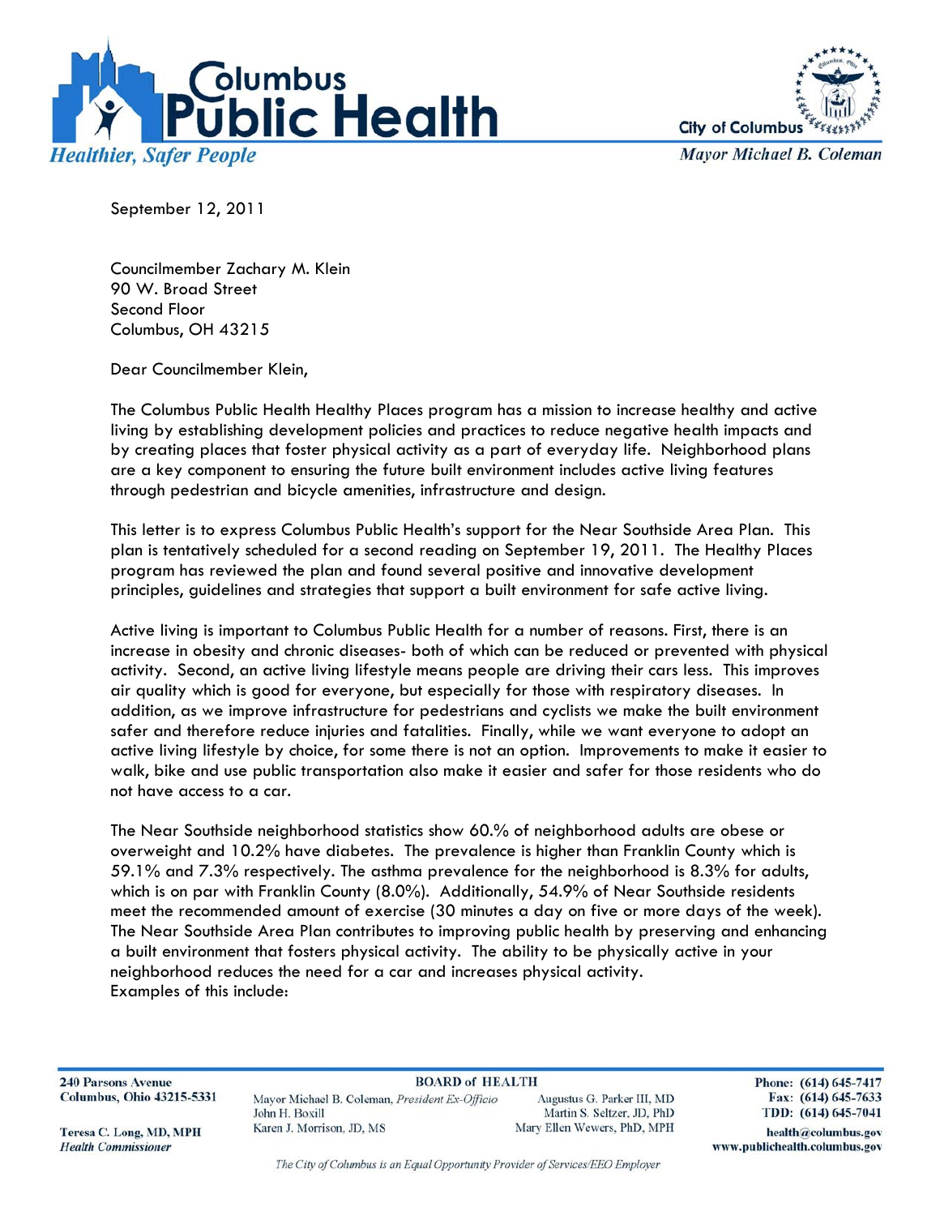**Columbus Public Health**
*Healthier, Safer People*

City of Columbus
*Mayor Michael B. Coleman*

September 12, 2011

Councilmember Zachary M. Klein
90 W. Broad Street
Second Floor
Columbus, OH 43215

Dear Councilmember Klein,

The Columbus Public Health Healthy Places program has a mission to increase healthy and active living by establishing development policies and practices to reduce negative health impacts and by creating places that foster physical activity as a part of everyday life. Neighborhood plans are a key component to ensuring the future built environment includes active living features through pedestrian and bicycle amenities, infrastructure and design.

This letter is to express Columbus Public Health's support for the Near Southside Area Plan. This plan is tentatively scheduled for a second reading on September 19, 2011. The Healthy Places program has reviewed the plan and found several positive and innovative development principles, guidelines and strategies that support a built environment for safe active living.

Active living is important to Columbus Public Health for a number of reasons. First, there is an increase in obesity and chronic diseases- both of which can be reduced or prevented with physical activity. Second, an active living lifestyle means people are driving their cars less. This improves air quality which is good for everyone, but especially for those with respiratory diseases. In addition, as we improve infrastructure for pedestrians and cyclists we make the built environment safer and therefore reduce injuries and fatalities. Finally, while we want everyone to adopt an active living lifestyle by choice, for some there is not an option. Improvements to make it easier to walk, bike and use public transportation also make it easier and safer for those residents who do not have access to a car.

The Near Southside neighborhood statistics show 60.% of neighborhood adults are obese or overweight and 10.2% have diabetes. The prevalence is higher than Franklin County which is 59.1% and 7.3% respectively. The asthma prevalence for the neighborhood is 8.3% for adults, which is on par with Franklin County (8.0%). Additionally, 54.9% of Near Southside residents meet the recommended amount of exercise (30 minutes a day on five or more days of the week). The Near Southside Area Plan contributes to improving public health by preserving and enhancing a built environment that fosters physical activity. The ability to be physically active in your neighborhood reduces the need for a car and increases physical activity.
Examples of this include:

240 Parsons Avenue
Columbus, Ohio 43215-5331

Teresa C. Long, MD, MPH
*Health Commissioner*

**BOARD of HEALTH**
Mayor Michael B. Coleman, *President Ex-Officio*
John H. Boxill
Karen J. Morrison, JD, MS
Augustus G. Parker III, MD
Martin S. Seltzer, JD, PhD
Mary Ellen Wewers, PhD, MPH

Phone: (614) 645-7417
Fax: (614) 645-7633
TDD: (614) 645-7041
health@columbus.gov
www.publichealth.columbus.gov

*The City of Columbus is an Equal Opportunity Provider of Services/EEO Employer*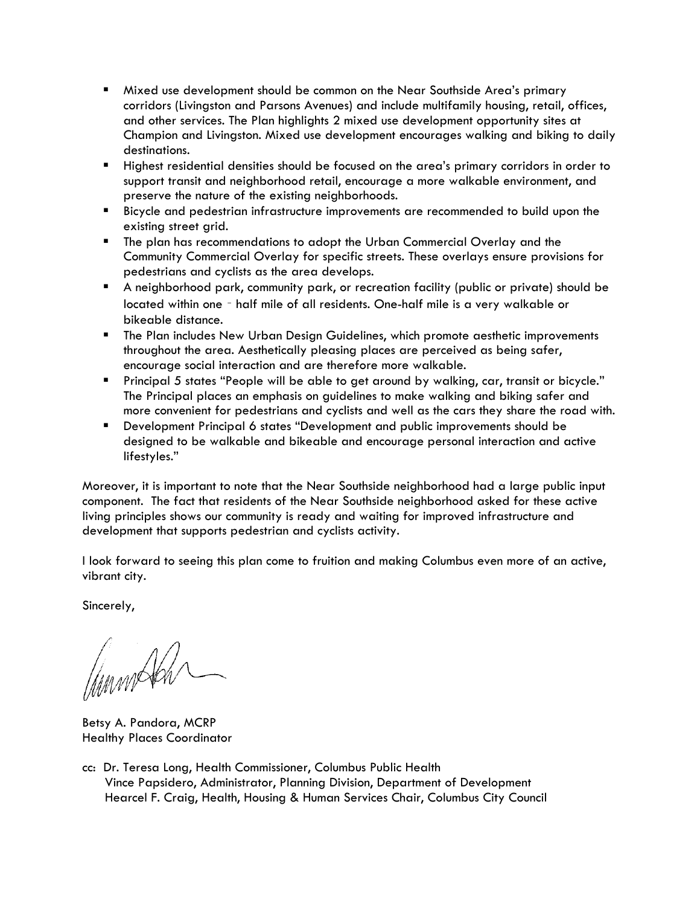- Mixed use development should be common on the Near Southside Area's primary corridors (Livingston and Parsons Avenues) and include multifamily housing, retail, offices, and other services. The Plan highlights 2 mixed use development opportunity sites at Champion and Livingston. Mixed use development encourages walking and biking to daily destinations.
- Highest residential densities should be focused on the area's primary corridors in order to support transit and neighborhood retail, encourage a more walkable environment, and preserve the nature of the existing neighborhoods.
- Bicycle and pedestrian infrastructure improvements are recommended to build upon the existing street grid.
- The plan has recommendations to adopt the Urban Commercial Overlay and the Community Commercial Overlay for specific streets. These overlays ensure provisions for pedestrians and cyclists as the area develops.
- A neighborhood park, community park, or recreation facility (public or private) should be located within one - half mile of all residents. One-half mile is a very walkable or bikeable distance.
- The Plan includes New Urban Design Guidelines, which promote aesthetic improvements throughout the area. Aesthetically pleasing places are perceived as being safer, encourage social interaction and are therefore more walkable.
- Principal 5 states "People will be able to get around by walking, car, transit or bicycle." The Principal places an emphasis on guidelines to make walking and biking safer and more convenient for pedestrians and cyclists and well as the cars they share the road with.
- Development Principal 6 states "Development and public improvements should be designed to be walkable and bikeable and encourage personal interaction and active lifestyles."

Moreover, it is important to note that the Near Southside neighborhood had a large public input component. The fact that residents of the Near Southside neighborhood asked for these active living principles shows our community is ready and waiting for improved infrastructure and development that supports pedestrian and cyclists activity.

I look forward to seeing this plan come to fruition and making Columbus even more of an active, vibrant city.

Sincerely,

Betsy A. Pandora, MCRP
Healthy Places Coordinator

cc: Dr. Teresa Long, Health Commissioner, Columbus Public Health
Vince Papsidero, Administrator, Planning Division, Department of Development
Hearcel F. Craig, Health, Housing & Human Services Chair, Columbus City Council